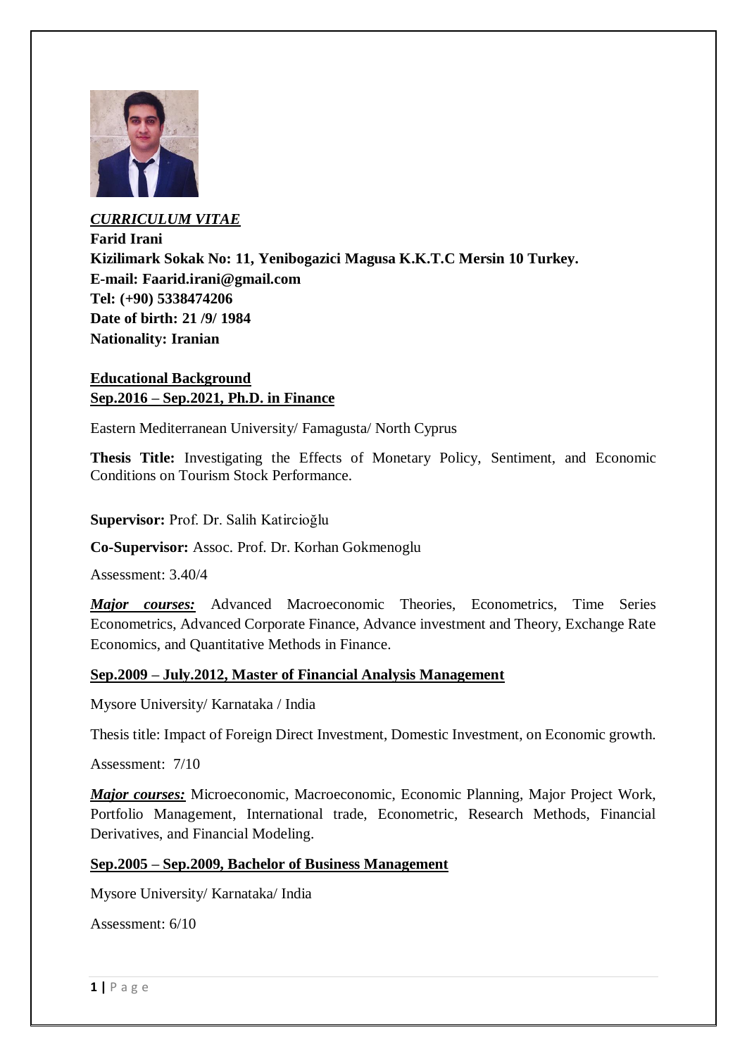***CURRICULUM VITAE***

**Farid Irani**
**Kizilimark Sokak No: 11, Yenibogazici Magusa K.K.T.C Mersin 10 Turkey.**
**E-mail: Faarid.irani@gmail.com**
**Tel: (+90) 5338474206**
**Date of birth: 21 /9/ 1984**
**Nationality: Iranian**

## Educational Background

### Sep.2016 – Sep.2021, Ph.D. in Finance

Eastern Mediterranean University/ Famagusta/ North Cyprus

**Thesis Title:** Investigating the Effects of Monetary Policy, Sentiment, and Economic Conditions on Tourism Stock Performance.

**Supervisor:** Prof. Dr. Salih Katircioğlu

**Co-Supervisor:** Assoc. Prof. Dr. Korhan Gokmenoglu

Assessment: 3.40/4

***Major courses:*** Advanced Macroeconomic Theories, Econometrics, Time Series Econometrics, Advanced Corporate Finance, Advance investment and Theory, Exchange Rate Economics, and Quantitative Methods in Finance.

### Sep.2009 – July.2012, Master of Financial Analysis Management

Mysore University/ Karnataka / India

Thesis title: Impact of Foreign Direct Investment, Domestic Investment, on Economic growth.

Assessment: 7/10

***Major courses:*** Microeconomic, Macroeconomic, Economic Planning, Major Project Work, Portfolio Management, International trade, Econometric, Research Methods, Financial Derivatives, and Financial Modeling.

### Sep.2005 – Sep.2009, Bachelor of Business Management

Mysore University/ Karnataka/ India

Assessment: 6/10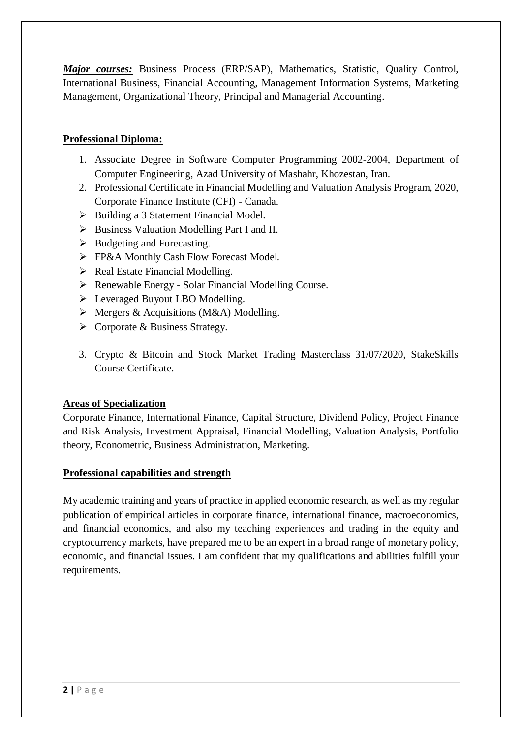***Major courses:*** Business Process (ERP/SAP), Mathematics, Statistic, Quality Control, International Business, Financial Accounting, Management Information Systems, Marketing Management, Organizational Theory, Principal and Managerial Accounting.

**Professional Diploma:**

1. Associate Degree in Software Computer Programming 2002-2004, Department of Computer Engineering, Azad University of Mashahr, Khozestan, Iran.
2. Professional Certificate in Financial Modelling and Valuation Analysis Program, 2020, Corporate Finance Institute (CFI) - Canada.

- Building a 3 Statement Financial Model.
- Business Valuation Modelling Part I and II.
- Budgeting and Forecasting.
- FP&A Monthly Cash Flow Forecast Model.
- Real Estate Financial Modelling.
- Renewable Energy - Solar Financial Modelling Course.
- Leveraged Buyout LBO Modelling.
- Mergers & Acquisitions (M&A) Modelling.
- Corporate & Business Strategy.

3. Crypto & Bitcoin and Stock Market Trading Masterclass 31/07/2020, StakeSkills Course Certificate.

**Areas of Specialization**

Corporate Finance, International Finance, Capital Structure, Dividend Policy, Project Finance and Risk Analysis, Investment Appraisal, Financial Modelling, Valuation Analysis, Portfolio theory, Econometric, Business Administration, Marketing.

**Professional capabilities and strength**

My academic training and years of practice in applied economic research, as well as my regular publication of empirical articles in corporate finance, international finance, macroeconomics, and financial economics, and also my teaching experiences and trading in the equity and cryptocurrency markets, have prepared me to be an expert in a broad range of monetary policy, economic, and financial issues. I am confident that my qualifications and abilities fulfill your requirements.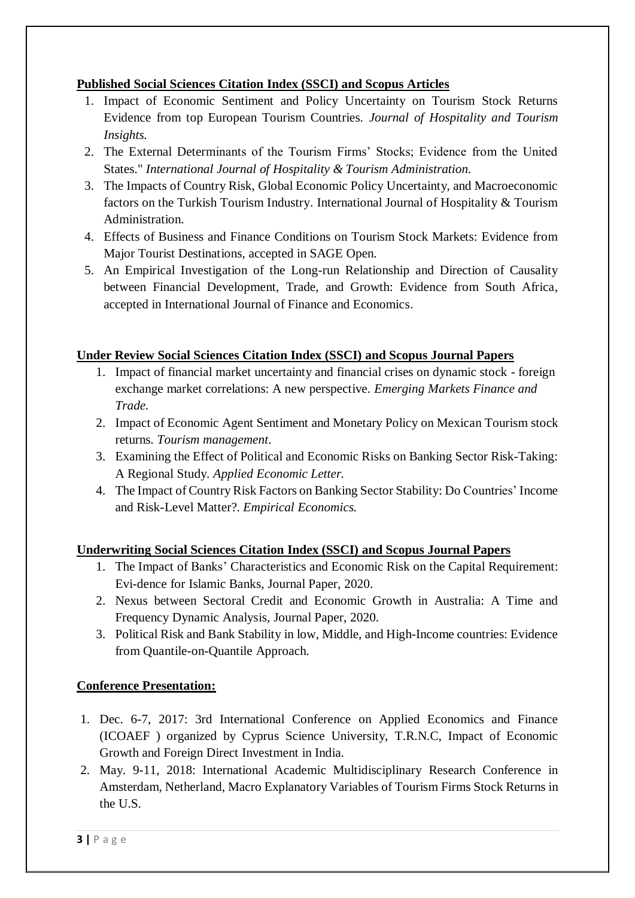**Published Social Sciences Citation Index (SSCI) and Scopus Articles**

1. Impact of Economic Sentiment and Policy Uncertainty on Tourism Stock Returns Evidence from top European Tourism Countries. *Journal of Hospitality and Tourism Insights.*
2. The External Determinants of the Tourism Firms' Stocks; Evidence from the United States." *International Journal of Hospitality & Tourism Administration.*
3. The Impacts of Country Risk, Global Economic Policy Uncertainty, and Macroeconomic factors on the Turkish Tourism Industry. International Journal of Hospitality & Tourism Administration.
4. Effects of Business and Finance Conditions on Tourism Stock Markets: Evidence from Major Tourist Destinations, accepted in SAGE Open.
5. An Empirical Investigation of the Long-run Relationship and Direction of Causality between Financial Development, Trade, and Growth: Evidence from South Africa, accepted in International Journal of Finance and Economics.

**Under Review Social Sciences Citation Index (SSCI) and Scopus Journal Papers**

1. Impact of financial market uncertainty and financial crises on dynamic stock - foreign exchange market correlations: A new perspective. *Emerging Markets Finance and Trade.*
2. Impact of Economic Agent Sentiment and Monetary Policy on Mexican Tourism stock returns. *Tourism management.*
3. Examining the Effect of Political and Economic Risks on Banking Sector Risk-Taking: A Regional Study. *Applied Economic Letter.*
4. The Impact of Country Risk Factors on Banking Sector Stability: Do Countries' Income and Risk-Level Matter?. *Empirical Economics.*

**Underwriting Social Sciences Citation Index (SSCI) and Scopus Journal Papers**

1. The Impact of Banks' Characteristics and Economic Risk on the Capital Requirement: Evi-dence for Islamic Banks, Journal Paper, 2020.
2. Nexus between Sectoral Credit and Economic Growth in Australia: A Time and Frequency Dynamic Analysis, Journal Paper, 2020.
3. Political Risk and Bank Stability in low, Middle, and High-Income countries: Evidence from Quantile-on-Quantile Approach.

**Conference Presentation:**

1. Dec. 6-7, 2017: 3rd International Conference on Applied Economics and Finance (ICOAEF ) organized by Cyprus Science University, T.R.N.C, Impact of Economic Growth and Foreign Direct Investment in India.
2. May. 9-11, 2018: International Academic Multidisciplinary Research Conference in Amsterdam, Netherland, Macro Explanatory Variables of Tourism Firms Stock Returns in the U.S.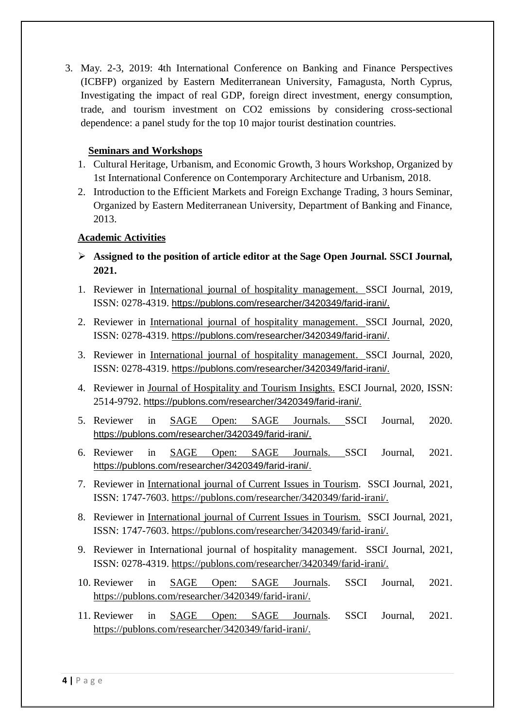3. May. 2-3, 2019: 4th International Conference on Banking and Finance Perspectives (ICBFP) organized by Eastern Mediterranean University, Famagusta, North Cyprus, Investigating the impact of real GDP, foreign direct investment, energy consumption, trade, and tourism investment on CO2 emissions by considering cross-sectional dependence: a panel study for the top 10 major tourist destination countries.

**Seminars and Workshops**

1. Cultural Heritage, Urbanism, and Economic Growth, 3 hours Workshop, Organized by 1st International Conference on Contemporary Architecture and Urbanism, 2018.
2. Introduction to the Efficient Markets and Foreign Exchange Trading, 3 hours Seminar, Organized by Eastern Mediterranean University, Department of Banking and Finance, 2013.

**Academic Activities**

- **Assigned to the position of article editor at the Sage Open Journal. SSCI Journal, 2021.**

1. Reviewer in International journal of hospitality management. SSCI Journal, 2019, ISSN: 0278-4319. https://publons.com/researcher/3420349/farid-irani/.
2. Reviewer in International journal of hospitality management. SSCI Journal, 2020, ISSN: 0278-4319. https://publons.com/researcher/3420349/farid-irani/.
3. Reviewer in International journal of hospitality management. SSCI Journal, 2020, ISSN: 0278-4319. https://publons.com/researcher/3420349/farid-irani/.
4. Reviewer in Journal of Hospitality and Tourism Insights. ESCI Journal, 2020, ISSN: 2514-9792. https://publons.com/researcher/3420349/farid-irani/.
5. Reviewer in SAGE Open: SAGE Journals. SSCI Journal, 2020. https://publons.com/researcher/3420349/farid-irani/.
6. Reviewer in SAGE Open: SAGE Journals. SSCI Journal, 2021. https://publons.com/researcher/3420349/farid-irani/.
7. Reviewer in International journal of Current Issues in Tourism. SSCI Journal, 2021, ISSN: 1747-7603. https://publons.com/researcher/3420349/farid-irani/.
8. Reviewer in International journal of Current Issues in Tourism. SSCI Journal, 2021, ISSN: 1747-7603. https://publons.com/researcher/3420349/farid-irani/.
9. Reviewer in International journal of hospitality management. SSCI Journal, 2021, ISSN: 0278-4319. https://publons.com/researcher/3420349/farid-irani/.
10. Reviewer in SAGE Open: SAGE Journals. SSCI Journal, 2021. https://publons.com/researcher/3420349/farid-irani/.
11. Reviewer in SAGE Open: SAGE Journals. SSCI Journal, 2021. https://publons.com/researcher/3420349/farid-irani/.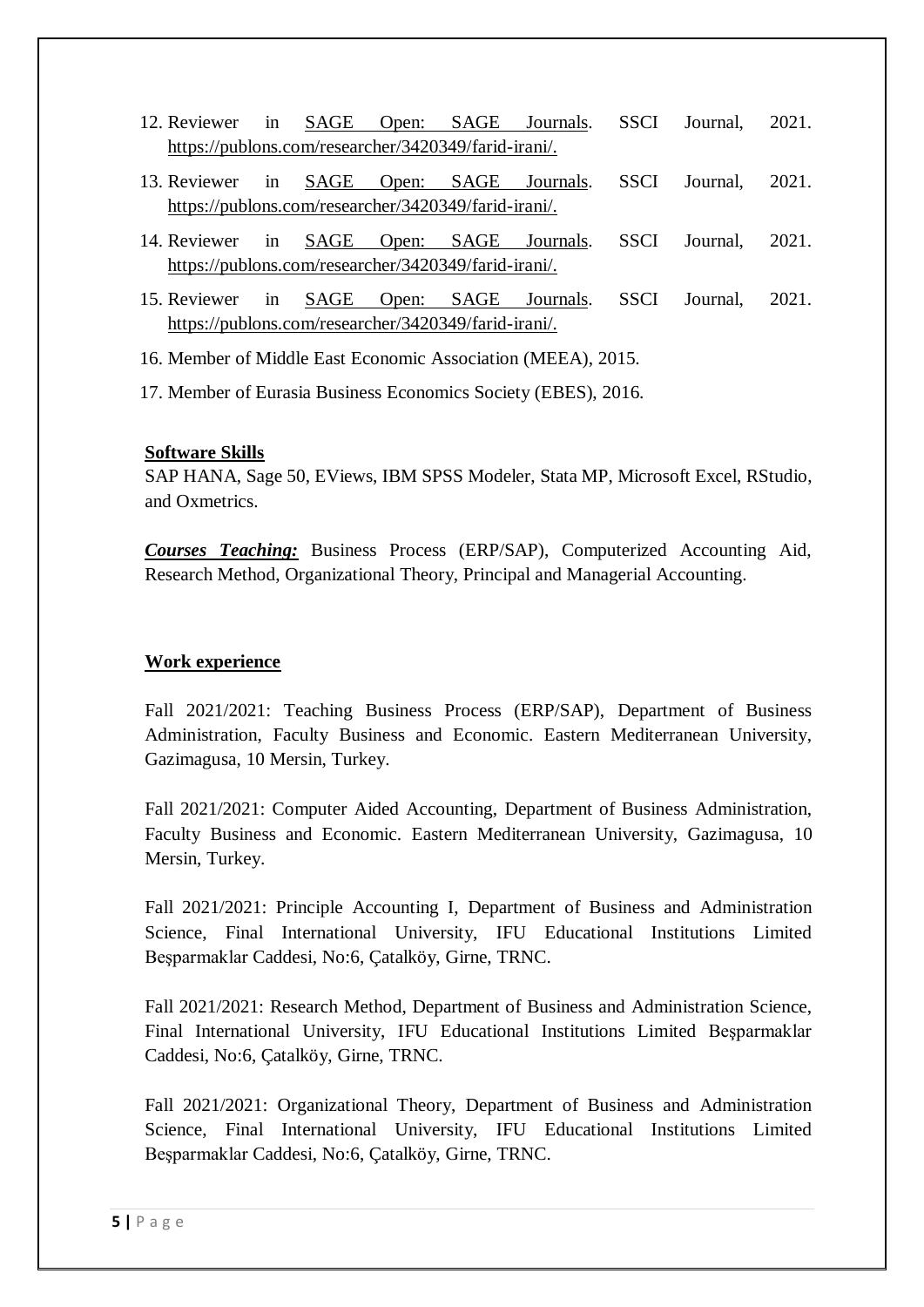12. Reviewer in SAGE Open: SAGE Journals. SSCI Journal, 2021. https://publons.com/researcher/3420349/farid-irani/.
13. Reviewer in SAGE Open: SAGE Journals. SSCI Journal, 2021. https://publons.com/researcher/3420349/farid-irani/.
14. Reviewer in SAGE Open: SAGE Journals. SSCI Journal, 2021. https://publons.com/researcher/3420349/farid-irani/.
15. Reviewer in SAGE Open: SAGE Journals. SSCI Journal, 2021. https://publons.com/researcher/3420349/farid-irani/.
16. Member of Middle East Economic Association (MEEA), 2015.
17. Member of Eurasia Business Economics Society (EBES), 2016.

**Software Skills**

SAP HANA, Sage 50, EViews, IBM SPSS Modeler, Stata MP, Microsoft Excel, RStudio, and Oxmetrics.

***Courses Teaching:*** Business Process (ERP/SAP), Computerized Accounting Aid, Research Method, Organizational Theory, Principal and Managerial Accounting.

**Work experience**

Fall 2021/2021: Teaching Business Process (ERP/SAP), Department of Business Administration, Faculty Business and Economic. Eastern Mediterranean University, Gazimagusa, 10 Mersin, Turkey.

Fall 2021/2021: Computer Aided Accounting, Department of Business Administration, Faculty Business and Economic. Eastern Mediterranean University, Gazimagusa, 10 Mersin, Turkey.

Fall 2021/2021: Principle Accounting I, Department of Business and Administration Science, Final International University, IFU Educational Institutions Limited Beşparmaklar Caddesi, No:6, Çatalköy, Girne, TRNC.

Fall 2021/2021: Research Method, Department of Business and Administration Science, Final International University, IFU Educational Institutions Limited Beşparmaklar Caddesi, No:6, Çatalköy, Girne, TRNC.

Fall 2021/2021: Organizational Theory, Department of Business and Administration Science, Final International University, IFU Educational Institutions Limited Beşparmaklar Caddesi, No:6, Çatalköy, Girne, TRNC.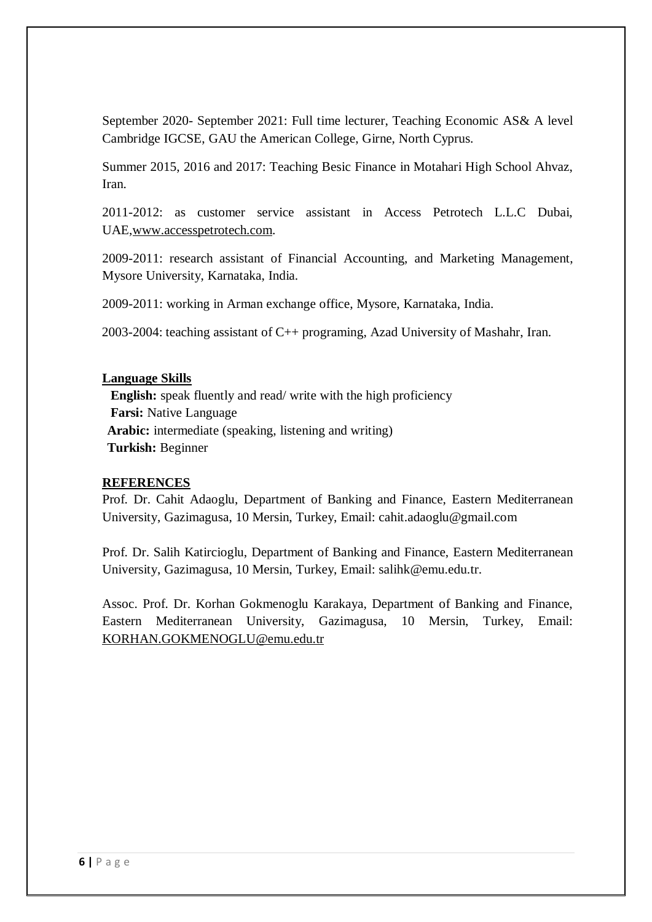September 2020- September 2021: Full time lecturer, Teaching Economic AS& A level Cambridge IGCSE, GAU the American College, Girne, North Cyprus.

Summer 2015, 2016 and 2017: Teaching Besic Finance in Motahari High School Ahvaz, Iran.

2011-2012: as customer service assistant in Access Petrotech L.L.C Dubai, UAE,www.accesspetrotech.com.

2009-2011: research assistant of Financial Accounting, and Marketing Management, Mysore University, Karnataka, India.

2009-2011: working in Arman exchange office, Mysore, Karnataka, India.

2003-2004: teaching assistant of C++ programing, Azad University of Mashahr, Iran.

## Language Skills

**English:** speak fluently and read/ write with the high proficiency
**Farsi:** Native Language
**Arabic:** intermediate (speaking, listening and writing)
**Turkish:** Beginner

## REFERENCES

Prof. Dr. Cahit Adaoglu, Department of Banking and Finance, Eastern Mediterranean University, Gazimagusa, 10 Mersin, Turkey, Email: cahit.adaoglu@gmail.com

Prof. Dr. Salih Katircioglu, Department of Banking and Finance, Eastern Mediterranean University, Gazimagusa, 10 Mersin, Turkey, Email: salihk@emu.edu.tr.

Assoc. Prof. Dr. Korhan Gokmenoglu Karakaya, Department of Banking and Finance, Eastern Mediterranean University, Gazimagusa, 10 Mersin, Turkey, Email: KORHAN.GOKMENOGLU@emu.edu.tr